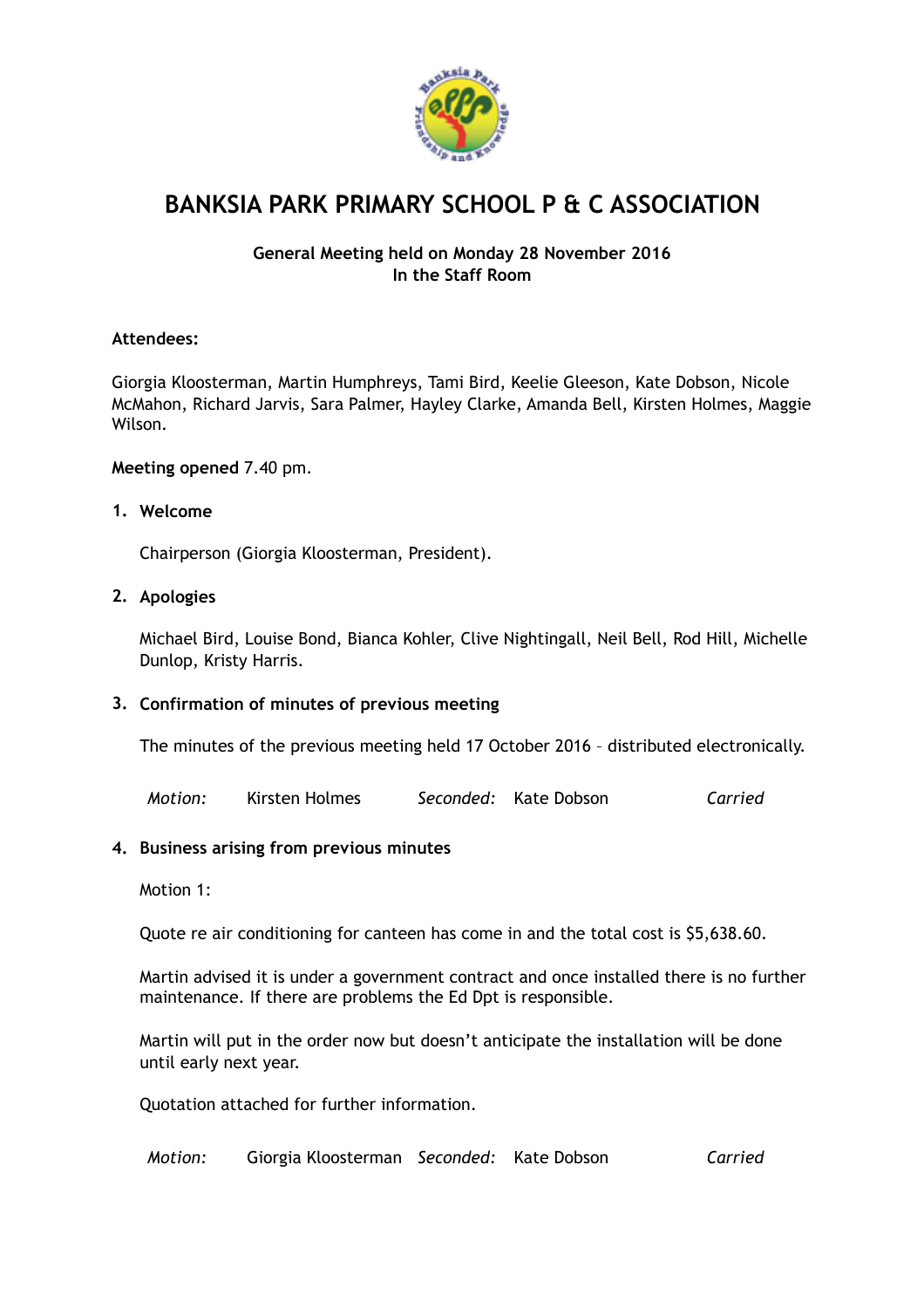# BANKSIA PARK PRIMARY SCHOOL P & C ASSOCIATION

**General Meeting held on Monday 28 November 2016**
**In the Staff Room**

**Attendees:**

Giorgia Kloosterman, Martin Humphreys, Tami Bird, Keelie Gleeson, Kate Dobson, Nicole McMahon, Richard Jarvis, Sara Palmer, Hayley Clarke, Amanda Bell, Kirsten Holmes, Maggie Wilson.

**Meeting opened** 7.40 pm.

1. **Welcome**

   Chairperson (Giorgia Kloosterman, President).

2. **Apologies**

   Michael Bird, Louise Bond, Bianca Kohler, Clive Nightingall, Neil Bell, Rod Hill, Michelle Dunlop, Kristy Harris.

3. **Confirmation of minutes of previous meeting**

   The minutes of the previous meeting held 17 October 2016 – distributed electronically.

   *Motion:* Kirsten Holmes *Seconded:* Kate Dobson *Carried*

4. **Business arising from previous minutes**

   Motion 1:

   Quote re air conditioning for canteen has come in and the total cost is $5,638.60.

   Martin advised it is under a government contract and once installed there is no further maintenance. If there are problems the Ed Dpt is responsible.

   Martin will put in the order now but doesn't anticipate the installation will be done until early next year.

   Quotation attached for further information.

   *Motion:* Giorgia Kloosterman *Seconded:* Kate Dobson *Carried*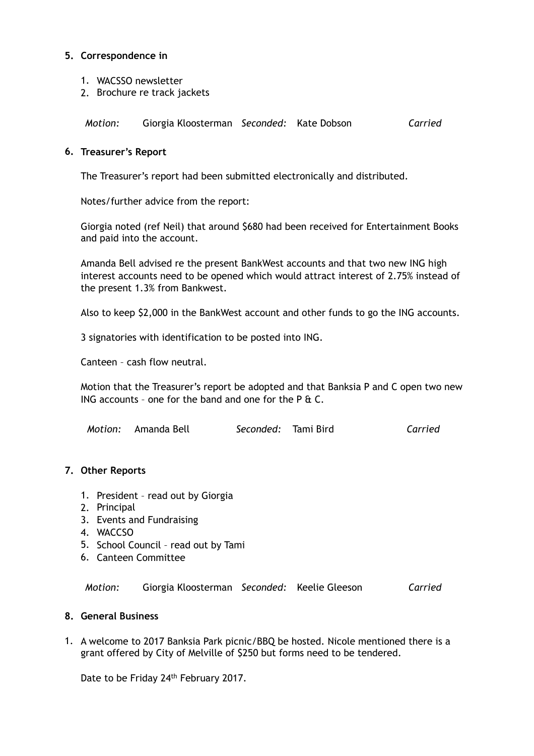5. **Correspondence in**

    1. WACSSO newsletter
    2. Brochure re track jackets

    *Motion:* Giorgia Kloosterman *Seconded:* Kate Dobson *Carried*

6. **Treasurer's Report**

    The Treasurer's report had been submitted electronically and distributed.

    Notes/further advice from the report:

    Giorgia noted (ref Neil) that around $680 had been received for Entertainment Books and paid into the account.

    Amanda Bell advised re the present BankWest accounts and that two new ING high interest accounts need to be opened which would attract interest of 2.75% instead of the present 1.3% from Bankwest.

    Also to keep $2,000 in the BankWest account and other funds to go the ING accounts.

    3 signatories with identification to be posted into ING.

    Canteen – cash flow neutral.

    Motion that the Treasurer's report be adopted and that Banksia P and C open two new ING accounts – one for the band and one for the P & C.

    *Motion:* Amanda Bell *Seconded:* Tami Bird *Carried*

7. **Other Reports**

    1. President – read out by Giorgia
    2. Principal
    3. Events and Fundraising
    4. WACCSO
    5. School Council – read out by Tami
    6. Canteen Committee

    *Motion:* Giorgia Kloosterman *Seconded:* Keelie Gleeson *Carried*

8. **General Business**

1. A welcome to 2017 Banksia Park picnic/BBQ be hosted. Nicole mentioned there is a grant offered by City of Melville of $250 but forms need to be tendered.

    Date to be Friday 24th February 2017.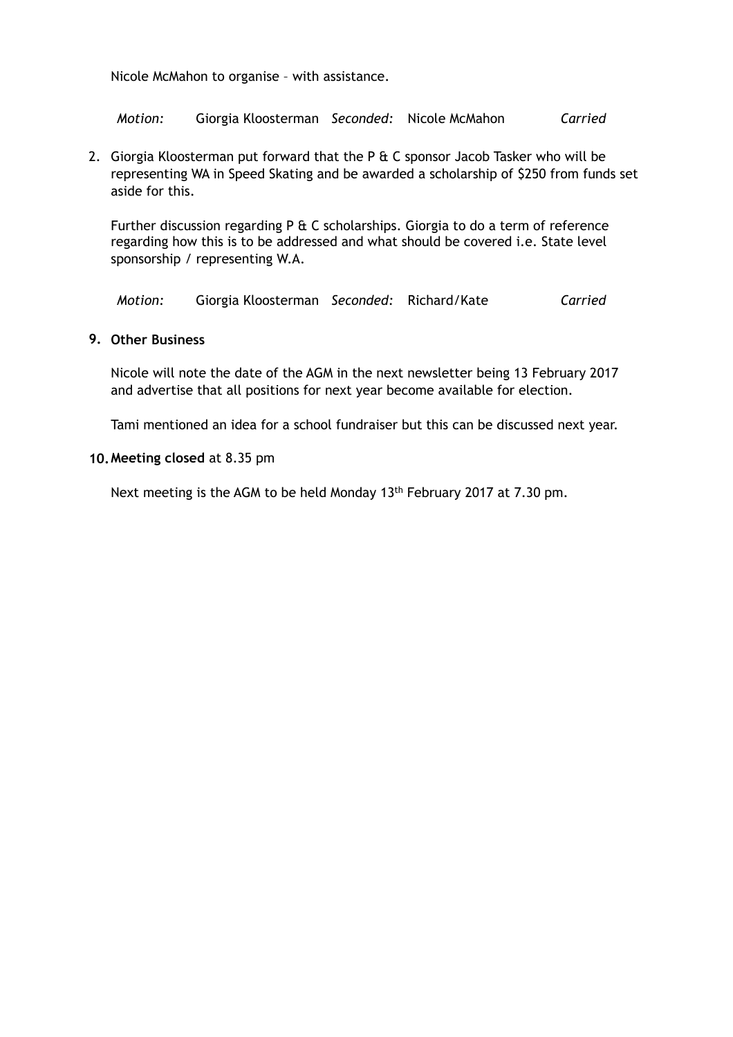Nicole McMahon to organise – with assistance.

*Motion:* Giorgia Kloosterman *Seconded:* Nicole McMahon *Carried*

2. Giorgia Kloosterman put forward that the P & C sponsor Jacob Tasker who will be representing WA in Speed Skating and be awarded a scholarship of $250 from funds set aside for this.

   Further discussion regarding P & C scholarships. Giorgia to do a term of reference regarding how this is to be addressed and what should be covered i.e. State level sponsorship / representing W.A.

   *Motion:* Giorgia Kloosterman *Seconded:* Richard/Kate *Carried*

**9. Other Business**

Nicole will note the date of the AGM in the next newsletter being 13 February 2017 and advertise that all positions for next year become available for election.

Tami mentioned an idea for a school fundraiser but this can be discussed next year.

**10. Meeting closed** at 8.35 pm

Next meeting is the AGM to be held Monday 13th February 2017 at 7.30 pm.